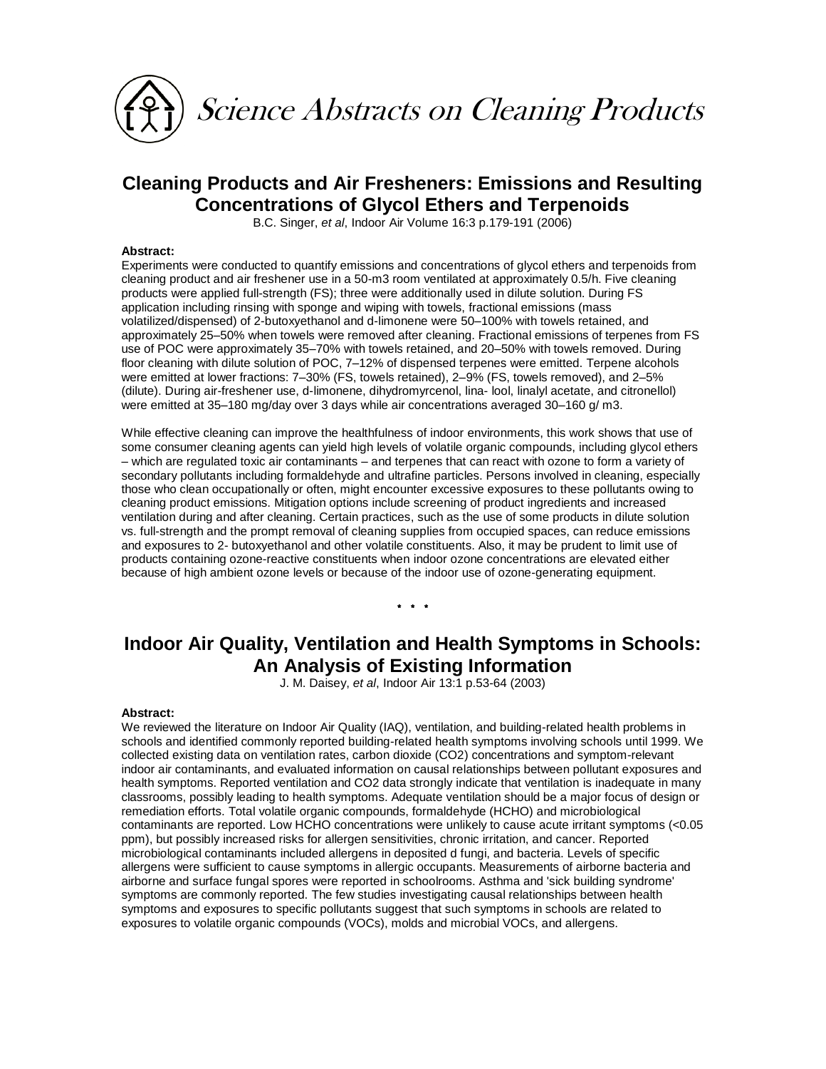# Science Abstracts on Cleaning Products

## Cleaning Products and Air Fresheners: Emissions and Resulting Concentrations of Glycol Ethers and Terpenoids

B.C. Singer, *et al*, Indoor Air Volume 16:3 p.179-191 (2006)

**Abstract:**

Experiments were conducted to quantify emissions and concentrations of glycol ethers and terpenoids from cleaning product and air freshener use in a 50-m3 room ventilated at approximately 0.5/h. Five cleaning products were applied full-strength (FS); three were additionally used in dilute solution. During FS application including rinsing with sponge and wiping with towels, fractional emissions (mass volatilized/dispensed) of 2-butoxyethanol and d-limonene were 50–100% with towels retained, and approximately 25–50% when towels were removed after cleaning. Fractional emissions of terpenes from FS use of POC were approximately 35–70% with towels retained, and 20–50% with towels removed. During floor cleaning with dilute solution of POC, 7–12% of dispensed terpenes were emitted. Terpene alcohols were emitted at lower fractions: 7–30% (FS, towels retained), 2–9% (FS, towels removed), and 2–5% (dilute). During air-freshener use, d-limonene, dihydromyrcenol, lina- lool, linalyl acetate, and citronellol) were emitted at 35–180 mg/day over 3 days while air concentrations averaged 30–160 g/ m3.

While effective cleaning can improve the healthfulness of indoor environments, this work shows that use of some consumer cleaning agents can yield high levels of volatile organic compounds, including glycol ethers – which are regulated toxic air contaminants – and terpenes that can react with ozone to form a variety of secondary pollutants including formaldehyde and ultrafine particles. Persons involved in cleaning, especially those who clean occupationally or often, might encounter excessive exposures to these pollutants owing to cleaning product emissions. Mitigation options include screening of product ingredients and increased ventilation during and after cleaning. Certain practices, such as the use of some products in dilute solution vs. full-strength and the prompt removal of cleaning supplies from occupied spaces, can reduce emissions and exposures to 2- butoxyethanol and other volatile constituents. Also, it may be prudent to limit use of products containing ozone-reactive constituents when indoor ozone concentrations are elevated either because of high ambient ozone levels or because of the indoor use of ozone-generating equipment.

\* \* \*

## Indoor Air Quality, Ventilation and Health Symptoms in Schools: An Analysis of Existing Information

J. M. Daisey, *et al*, Indoor Air 13:1 p.53-64 (2003)

**Abstract:**

We reviewed the literature on Indoor Air Quality (IAQ), ventilation, and building-related health problems in schools and identified commonly reported building-related health symptoms involving schools until 1999. We collected existing data on ventilation rates, carbon dioxide ($CO_2$) concentrations and symptom-relevant indoor air contaminants, and evaluated information on causal relationships between pollutant exposures and health symptoms. Reported ventilation and $CO_2$ data strongly indicate that ventilation is inadequate in many classrooms, possibly leading to health symptoms. Adequate ventilation should be a major focus of design or remediation efforts. Total volatile organic compounds, formaldehyde (HCHO) and microbiological contaminants are reported. Low HCHO concentrations were unlikely to cause acute irritant symptoms (<0.05 ppm), but possibly increased risks for allergen sensitivities, chronic irritation, and cancer. Reported microbiological contaminants included allergens in deposited d fungi, and bacteria. Levels of specific allergens were sufficient to cause symptoms in allergic occupants. Measurements of airborne bacteria and airborne and surface fungal spores were reported in schoolrooms. Asthma and 'sick building syndrome' symptoms are commonly reported. The few studies investigating causal relationships between health symptoms and exposures to specific pollutants suggest that such symptoms in schools are related to exposures to volatile organic compounds (VOCs), molds and microbial VOCs, and allergens.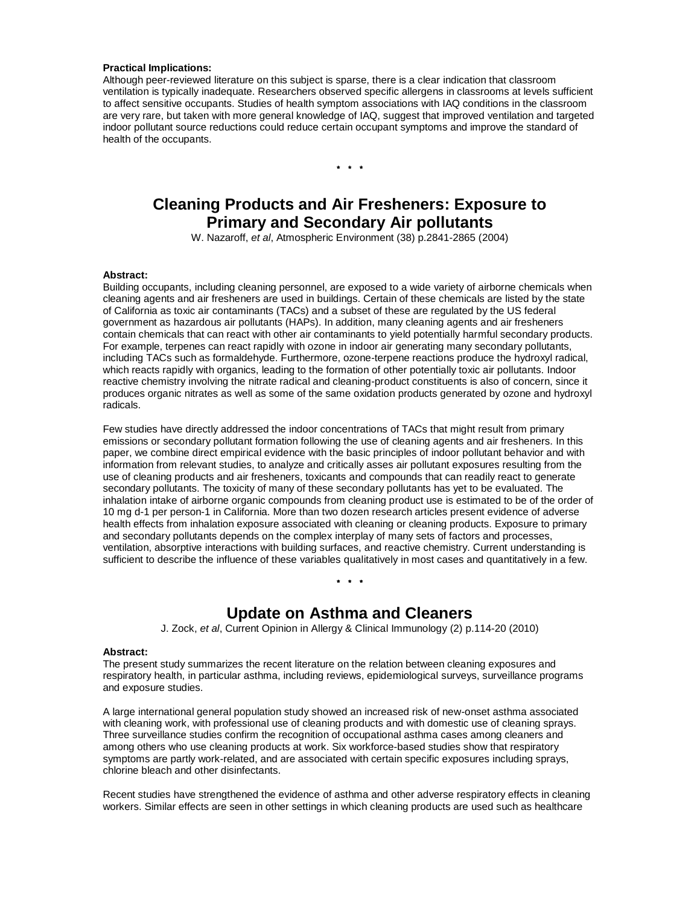**Practical Implications:**
Although peer-reviewed literature on this subject is sparse, there is a clear indication that classroom ventilation is typically inadequate. Researchers observed specific allergens in classrooms at levels sufficient to affect sensitive occupants. Studies of health symptom associations with IAQ conditions in the classroom are very rare, but taken with more general knowledge of IAQ, suggest that improved ventilation and targeted indoor pollutant source reductions could reduce certain occupant symptoms and improve the standard of health of the occupants.

\* \* \*

## Cleaning Products and Air Fresheners: Exposure to Primary and Secondary Air pollutants

W. Nazaroff, *et al*, Atmospheric Environment (38) p.2841-2865 (2004)

**Abstract:**
Building occupants, including cleaning personnel, are exposed to a wide variety of airborne chemicals when cleaning agents and air fresheners are used in buildings. Certain of these chemicals are listed by the state of California as toxic air contaminants (TACs) and a subset of these are regulated by the US federal government as hazardous air pollutants (HAPs). In addition, many cleaning agents and air fresheners contain chemicals that can react with other air contaminants to yield potentially harmful secondary products. For example, terpenes can react rapidly with ozone in indoor air generating many secondary pollutants, including TACs such as formaldehyde. Furthermore, ozone-terpene reactions produce the hydroxyl radical, which reacts rapidly with organics, leading to the formation of other potentially toxic air pollutants. Indoor reactive chemistry involving the nitrate radical and cleaning-product constituents is also of concern, since it produces organic nitrates as well as some of the same oxidation products generated by ozone and hydroxyl radicals.

Few studies have directly addressed the indoor concentrations of TACs that might result from primary emissions or secondary pollutant formation following the use of cleaning agents and air fresheners. In this paper, we combine direct empirical evidence with the basic principles of indoor pollutant behavior and with information from relevant studies, to analyze and critically asses air pollutant exposures resulting from the use of cleaning products and air fresheners, toxicants and compounds that can readily react to generate secondary pollutants. The toxicity of many of these secondary pollutants has yet to be evaluated. The inhalation intake of airborne organic compounds from cleaning product use is estimated to be of the order of 10 mg d-1 per person-1 in California. More than two dozen research articles present evidence of adverse health effects from inhalation exposure associated with cleaning or cleaning products. Exposure to primary and secondary pollutants depends on the complex interplay of many sets of factors and processes, ventilation, absorptive interactions with building surfaces, and reactive chemistry. Current understanding is sufficient to describe the influence of these variables qualitatively in most cases and quantitatively in a few.

\* \* \*

## Update on Asthma and Cleaners

J. Zock, *et al*, Current Opinion in Allergy & Clinical Immunology (2) p.114-20 (2010)

**Abstract:**
The present study summarizes the recent literature on the relation between cleaning exposures and respiratory health, in particular asthma, including reviews, epidemiological surveys, surveillance programs and exposure studies.

A large international general population study showed an increased risk of new-onset asthma associated with cleaning work, with professional use of cleaning products and with domestic use of cleaning sprays. Three surveillance studies confirm the recognition of occupational asthma cases among cleaners and among others who use cleaning products at work. Six workforce-based studies show that respiratory symptoms are partly work-related, and are associated with certain specific exposures including sprays, chlorine bleach and other disinfectants.

Recent studies have strengthened the evidence of asthma and other adverse respiratory effects in cleaning workers. Similar effects are seen in other settings in which cleaning products are used such as healthcare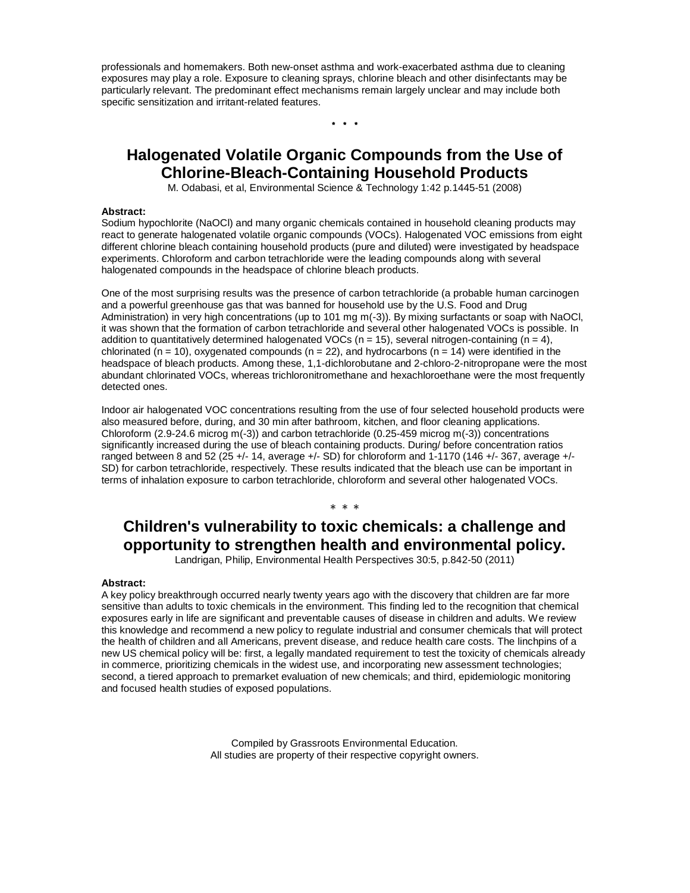professionals and homemakers. Both new-onset asthma and work-exacerbated asthma due to cleaning exposures may play a role. Exposure to cleaning sprays, chlorine bleach and other disinfectants may be particularly relevant. The predominant effect mechanisms remain largely unclear and may include both specific sensitization and irritant-related features.

\* \* \*

## Halogenated Volatile Organic Compounds from the Use of Chlorine-Bleach-Containing Household Products

M. Odabasi, et al, Environmental Science & Technology 1:42 p.1445-51 (2008)

**Abstract:**
Sodium hypochlorite (NaOCl) and many organic chemicals contained in household cleaning products may react to generate halogenated volatile organic compounds (VOCs). Halogenated VOC emissions from eight different chlorine bleach containing household products (pure and diluted) were investigated by headspace experiments. Chloroform and carbon tetrachloride were the leading compounds along with several halogenated compounds in the headspace of chlorine bleach products.

One of the most surprising results was the presence of carbon tetrachloride (a probable human carcinogen and a powerful greenhouse gas that was banned for household use by the U.S. Food and Drug Administration) in very high concentrations (up to 101 mg m(-3)). By mixing surfactants or soap with NaOCl, it was shown that the formation of carbon tetrachloride and several other halogenated VOCs is possible. In addition to quantitatively determined halogenated VOCs (n = 15), several nitrogen-containing (n = 4), chlorinated (n = 10), oxygenated compounds (n = 22), and hydrocarbons (n = 14) were identified in the headspace of bleach products. Among these, 1,1-dichlorobutane and 2-chloro-2-nitropropane were the most abundant chlorinated VOCs, whereas trichloronitromethane and hexachloroethane were the most frequently detected ones.

Indoor air halogenated VOC concentrations resulting from the use of four selected household products were also measured before, during, and 30 min after bathroom, kitchen, and floor cleaning applications. Chloroform (2.9-24.6 microg m(-3)) and carbon tetrachloride (0.25-459 microg m(-3)) concentrations significantly increased during the use of bleach containing products. During/ before concentration ratios ranged between 8 and 52 (25 +/- 14, average +/- SD) for chloroform and 1-1170 (146 +/- 367, average +/- SD) for carbon tetrachloride, respectively. These results indicated that the bleach use can be important in terms of inhalation exposure to carbon tetrachloride, chloroform and several other halogenated VOCs.

\* \* \*

## Children's vulnerability to toxic chemicals: a challenge and opportunity to strengthen health and environmental policy.

Landrigan, Philip, Environmental Health Perspectives 30:5, p.842-50 (2011)

**Abstract:**
A key policy breakthrough occurred nearly twenty years ago with the discovery that children are far more sensitive than adults to toxic chemicals in the environment. This finding led to the recognition that chemical exposures early in life are significant and preventable causes of disease in children and adults. We review this knowledge and recommend a new policy to regulate industrial and consumer chemicals that will protect the health of children and all Americans, prevent disease, and reduce health care costs. The linchpins of a new US chemical policy will be: first, a legally mandated requirement to test the toxicity of chemicals already in commerce, prioritizing chemicals in the widest use, and incorporating new assessment technologies; second, a tiered approach to premarket evaluation of new chemicals; and third, epidemiologic monitoring and focused health studies of exposed populations.

Compiled by Grassroots Environmental Education.
All studies are property of their respective copyright owners.